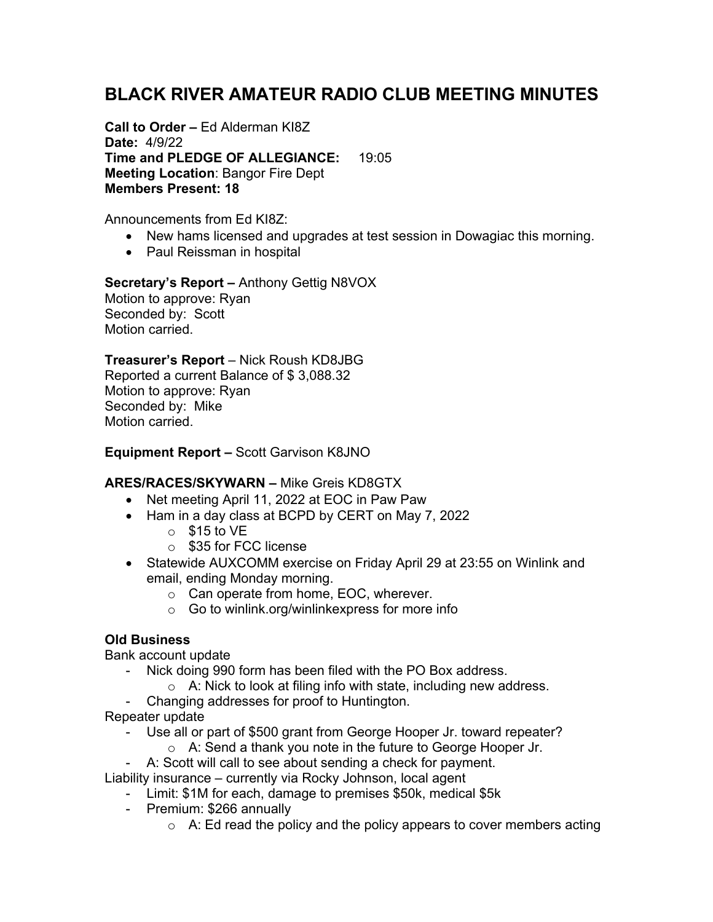# BLACK RIVER AMATEUR RADIO CLUB MEETING MINUTES

**Call to Order –** Ed Alderman KI8Z
**Date:** 4/9/22
**Time and PLEDGE OF ALLEGIANCE:** 19:05
**Meeting Location**: Bangor Fire Dept
**Members Present: 18**

Announcements from Ed KI8Z:

- New hams licensed and upgrades at test session in Dowagiac this morning.
- Paul Reissman in hospital

**Secretary's Report –** Anthony Gettig N8VOX
Motion to approve: Ryan
Seconded by: Scott
Motion carried.

**Treasurer's Report** – Nick Roush KD8JBG
Reported a current Balance of $ 3,088.32
Motion to approve: Ryan
Seconded by: Mike
Motion carried.

**Equipment Report –** Scott Garvison K8JNO

**ARES/RACES/SKYWARN –** Mike Greis KD8GTX

- Net meeting April 11, 2022 at EOC in Paw Paw
- Ham in a day class at BCPD by CERT on May 7, 2022
  - $15 to VE
  - $35 for FCC license
- Statewide AUXCOMM exercise on Friday April 29 at 23:55 on Winlink and email, ending Monday morning.
  - Can operate from home, EOC, wherever.
  - Go to winlink.org/winlinkexpress for more info

**Old Business**

Bank account update

- Nick doing 990 form has been filed with the PO Box address.
  - A: Nick to look at filing info with state, including new address.
- Changing addresses for proof to Huntington.

Repeater update

- Use all or part of $500 grant from George Hooper Jr. toward repeater?
  - A: Send a thank you note in the future to George Hooper Jr.
- A: Scott will call to see about sending a check for payment.

Liability insurance – currently via Rocky Johnson, local agent

- Limit: $1M for each, damage to premises $50k, medical $5k
- Premium: $266 annually
  - A: Ed read the policy and the policy appears to cover members acting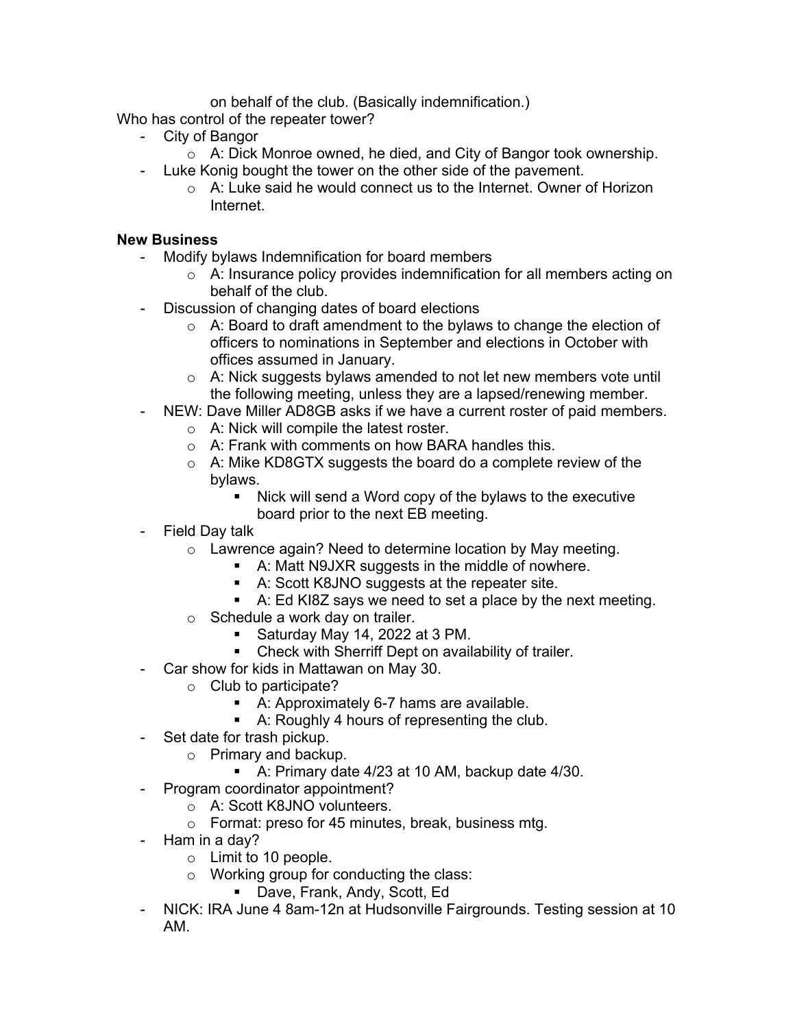on behalf of the club. (Basically indemnification.)

Who has control of the repeater tower?

- City of Bangor
  - A: Dick Monroe owned, he died, and City of Bangor took ownership.
- Luke Konig bought the tower on the other side of the pavement.
  - A: Luke said he would connect us to the Internet. Owner of Horizon Internet.

**New Business**

- Modify bylaws Indemnification for board members
  - A: Insurance policy provides indemnification for all members acting on behalf of the club.
- Discussion of changing dates of board elections
  - A: Board to draft amendment to the bylaws to change the election of officers to nominations in September and elections in October with offices assumed in January.
  - A: Nick suggests bylaws amended to not let new members vote until the following meeting, unless they are a lapsed/renewing member.
- NEW: Dave Miller AD8GB asks if we have a current roster of paid members.
  - A: Nick will compile the latest roster.
  - A: Frank with comments on how BARA handles this.
  - A: Mike KD8GTX suggests the board do a complete review of the bylaws.
    - Nick will send a Word copy of the bylaws to the executive board prior to the next EB meeting.
- Field Day talk
  - Lawrence again? Need to determine location by May meeting.
    - A: Matt N9JXR suggests in the middle of nowhere.
    - A: Scott K8JNO suggests at the repeater site.
    - A: Ed KI8Z says we need to set a place by the next meeting.
  - Schedule a work day on trailer.
    - Saturday May 14, 2022 at 3 PM.
    - Check with Sherriff Dept on availability of trailer.
- Car show for kids in Mattawan on May 30.
  - Club to participate?
    - A: Approximately 6-7 hams are available.
    - A: Roughly 4 hours of representing the club.
- Set date for trash pickup.
  - Primary and backup.
    - A: Primary date 4/23 at 10 AM, backup date 4/30.
- Program coordinator appointment?
  - A: Scott K8JNO volunteers.
  - Format: preso for 45 minutes, break, business mtg.
- Ham in a day?
  - Limit to 10 people.
  - Working group for conducting the class:
    - Dave, Frank, Andy, Scott, Ed
- NICK: IRA June 4 8am-12n at Hudsonville Fairgrounds. Testing session at 10 AM.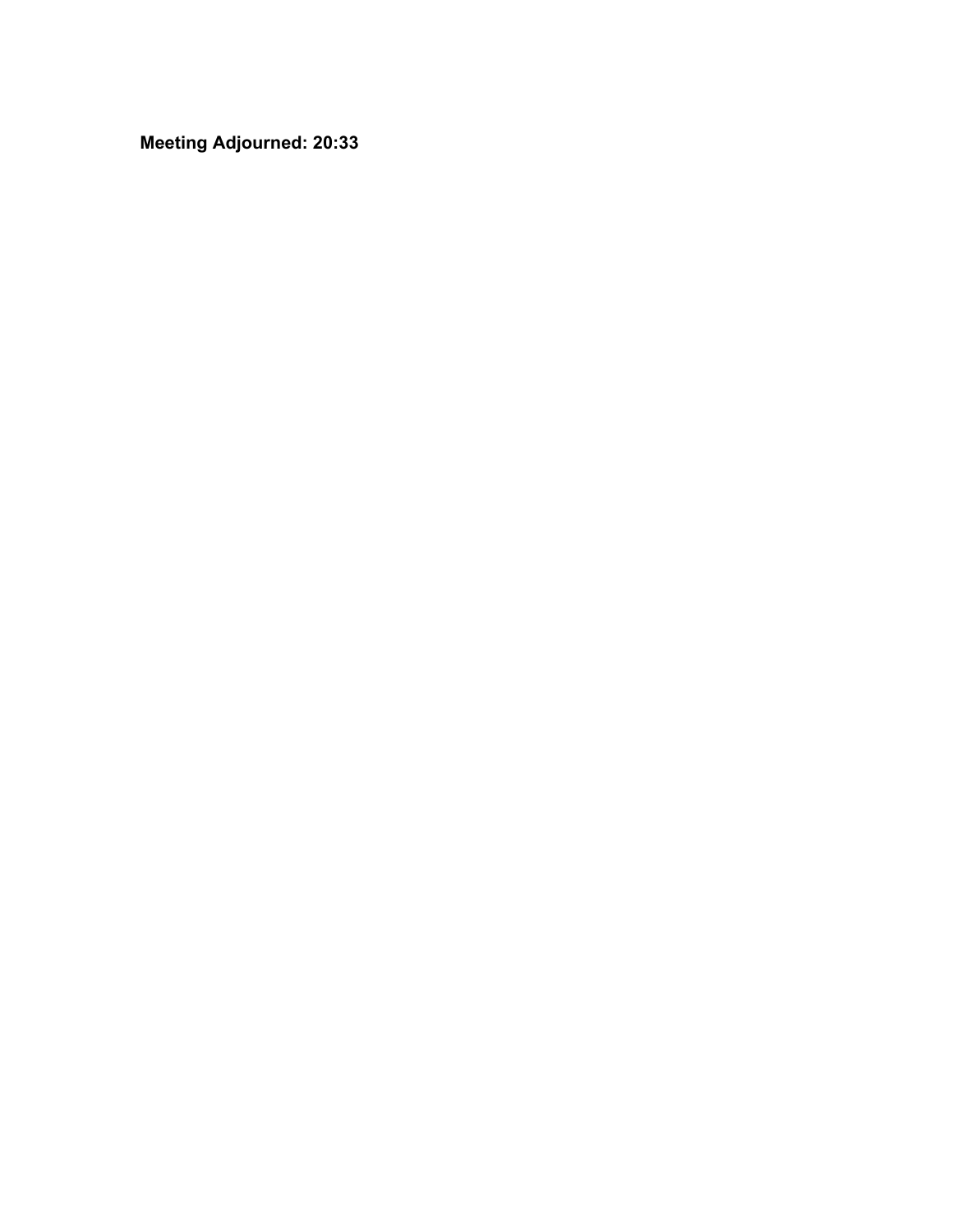**Meeting Adjourned: 20:33**